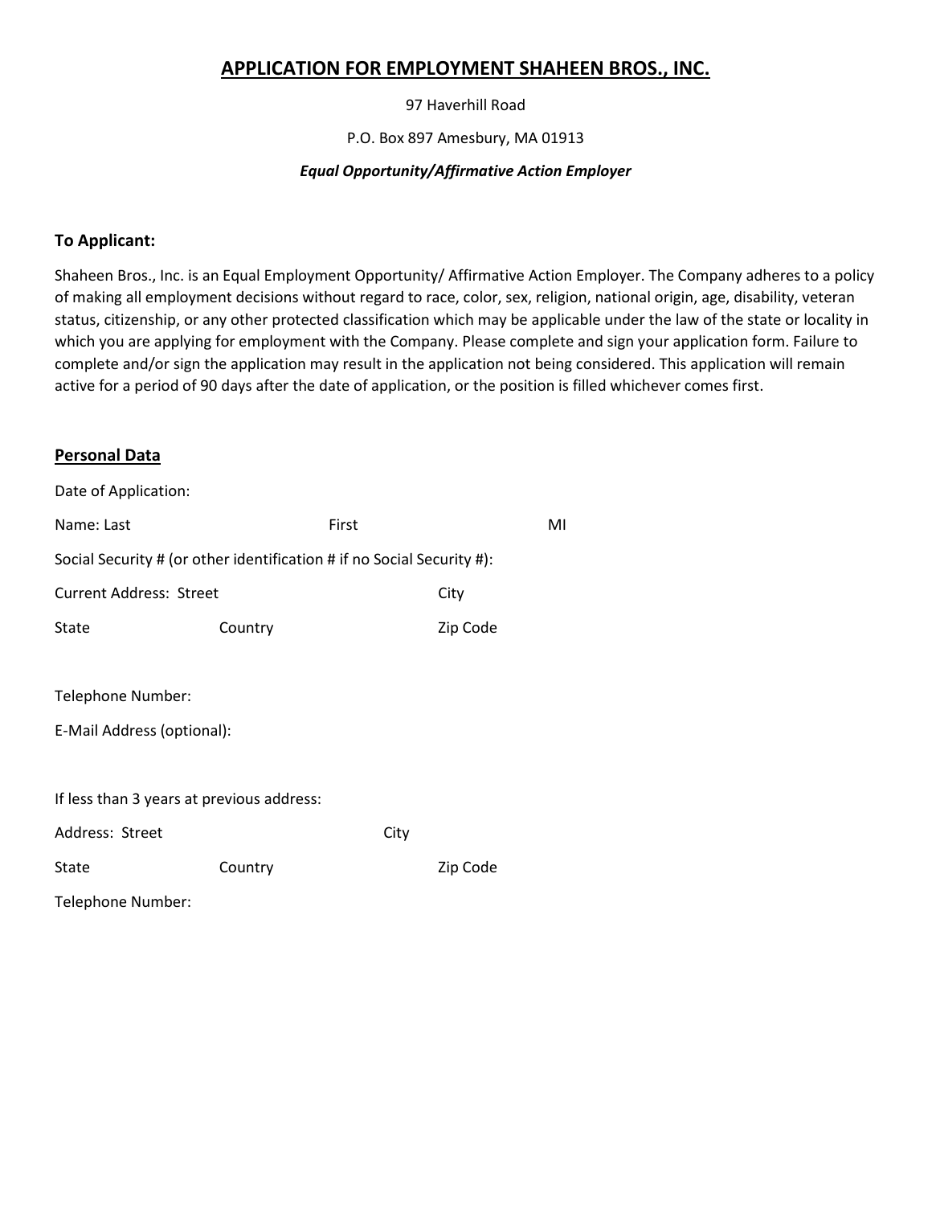# APPLICATION FOR EMPLOYMENT SHAHEEN BROS., INC.

97 Haverhill Road

P.O. Box 897 Amesbury, MA 01913

***Equal Opportunity/Affirmative Action Employer***

**To Applicant:**

Shaheen Bros., Inc. is an Equal Employment Opportunity/ Affirmative Action Employer. The Company adheres to a policy of making all employment decisions without regard to race, color, sex, religion, national origin, age, disability, veteran status, citizenship, or any other protected classification which may be applicable under the law of the state or locality in which you are applying for employment with the Company. Please complete and sign your application form. Failure to complete and/or sign the application may result in the application not being considered. This application will remain active for a period of 90 days after the date of application, or the position is filled whichever comes first.

## Personal Data

Date of Application:

Name: Last First MI

Social Security # (or other identification # if no Social Security #):

Current Address: Street City

State Country Zip Code

Telephone Number:

E-Mail Address (optional):

If less than 3 years at previous address:

Address: Street City

State Country Zip Code

Telephone Number: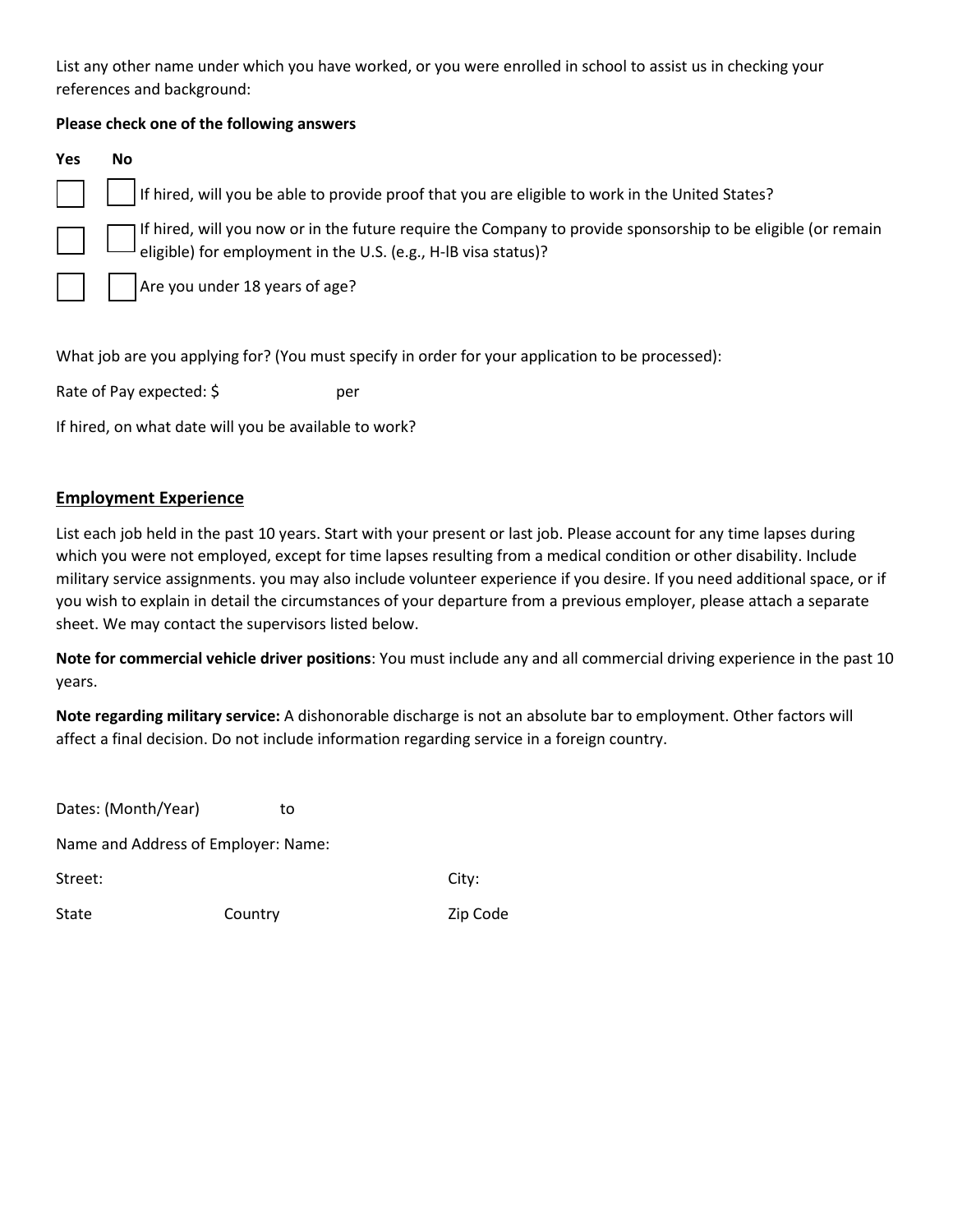List any other name under which you have worked, or you were enrolled in school to assist us in checking your references and background:

**Please check one of the following answers**

| Yes | No | |
|---|---|---|
| ☐ | ☐ | If hired, will you be able to provide proof that you are eligible to work in the United States? |
| ☐ | ☐ | If hired, will you now or in the future require the Company to provide sponsorship to be eligible (or remain eligible) for employment in the U.S. (e.g., H-lB visa status)? |
| ☐ | ☐ | Are you under 18 years of age? |

What job are you applying for? (You must specify in order for your application to be processed):

Rate of Pay expected: $ per

If hired, on what date will you be available to work?

## Employment Experience

List each job held in the past 10 years. Start with your present or last job. Please account for any time lapses during which you were not employed, except for time lapses resulting from a medical condition or other disability. Include military service assignments. you may also include volunteer experience if you desire. If you need additional space, or if you wish to explain in detail the circumstances of your departure from a previous employer, please attach a separate sheet. We may contact the supervisors listed below.

**Note for commercial vehicle driver positions**: You must include any and all commercial driving experience in the past 10 years.

**Note regarding military service:** A dishonorable discharge is not an absolute bar to employment. Other factors will affect a final decision. Do not include information regarding service in a foreign country.

Dates: (Month/Year) to

Name and Address of Employer: Name:

Street: City:

State Country Zip Code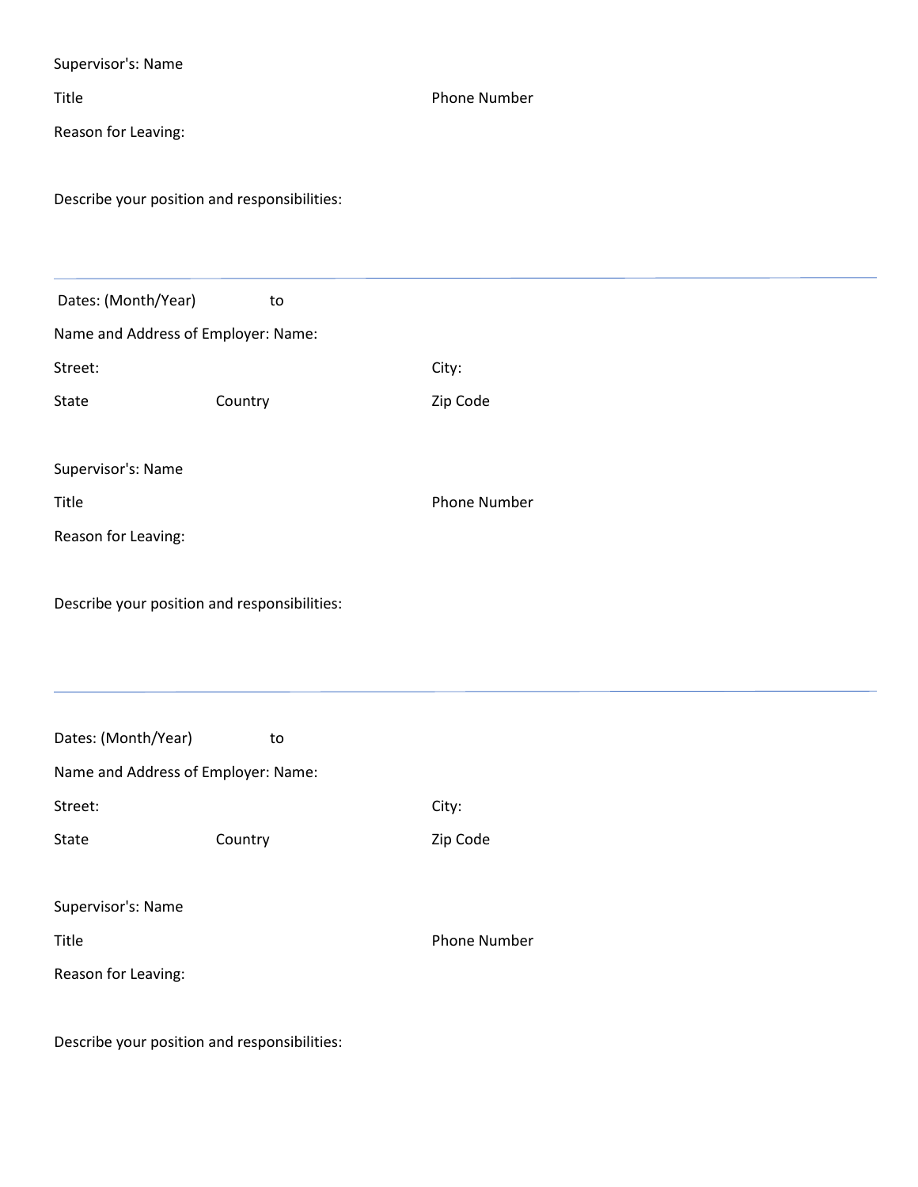Supervisor's: Name

Title Phone Number

Reason for Leaving:

Describe your position and responsibilities:

---

Dates: (Month/Year) to

Name and Address of Employer: Name:

Street: City:

State Country Zip Code

Supervisor's: Name

Title Phone Number

Reason for Leaving:

Describe your position and responsibilities:

---

Dates: (Month/Year) to

Name and Address of Employer: Name:

Street: City:

State Country Zip Code

Supervisor's: Name

Title Phone Number

Reason for Leaving:

Describe your position and responsibilities: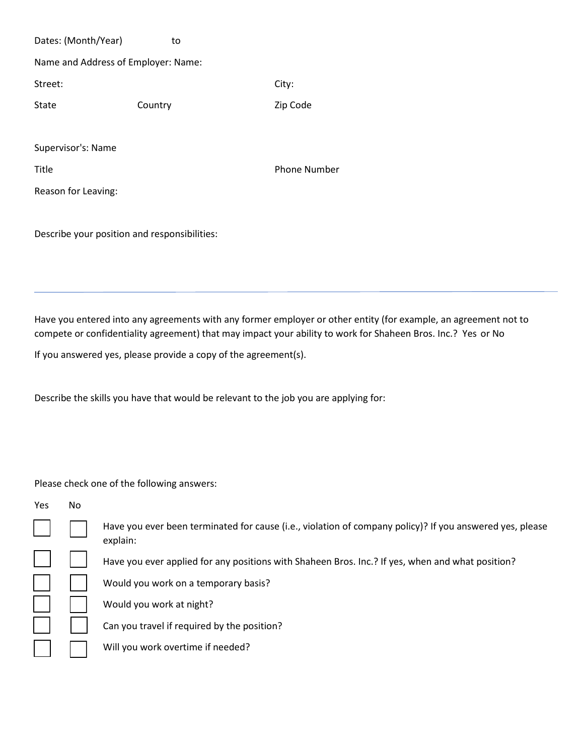Dates: (Month/Year) to

Name and Address of Employer: Name:

Street: City:

State Country Zip Code

Supervisor's: Name

Title Phone Number

Reason for Leaving:

Describe your position and responsibilities:

---

Have you entered into any agreements with any former employer or other entity (for example, an agreement not to compete or confidentiality agreement) that may impact your ability to work for Shaheen Bros. Inc.? Yes or No

If you answered yes, please provide a copy of the agreement(s).

Describe the skills you have that would be relevant to the job you are applying for:

Please check one of the following answers:

| Yes | No | |
|---|---|---|
| ☐ | ☐ | Have you ever been terminated for cause (i.e., violation of company policy)? If you answered yes, please explain: |
| ☐ | ☐ | Have you ever applied for any positions with Shaheen Bros. Inc.? If yes, when and what position? |
| ☐ | ☐ | Would you work on a temporary basis? |
| ☐ | ☐ | Would you work at night? |
| ☐ | ☐ | Can you travel if required by the position? |
| ☐ | ☐ | Will you work overtime if needed? |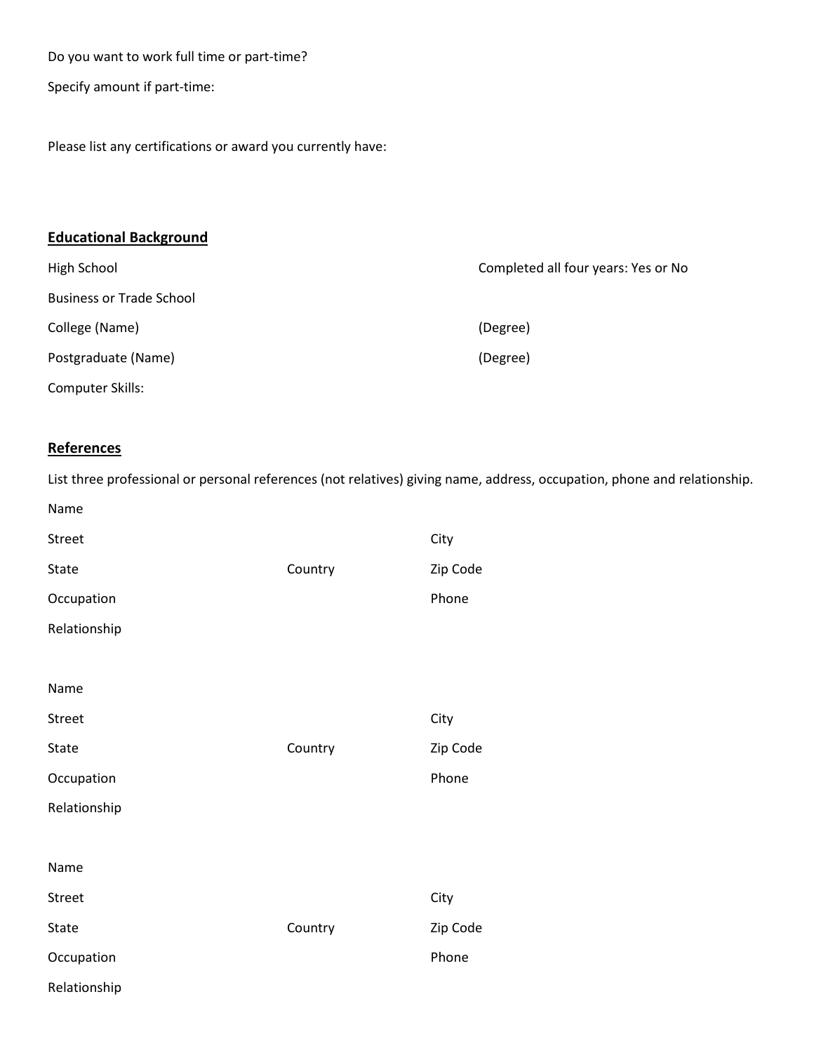Do you want to work full time or part-time?

Specify amount if part-time:

Please list any certifications or award you currently have:

**Educational Background**

High School Completed all four years: Yes or No

Business or Trade School

College (Name) (Degree)

Postgraduate (Name) (Degree)

Computer Skills:

**References**

List three professional or personal references (not relatives) giving name, address, occupation, phone and relationship.

Name

Street City

State Country Zip Code

Occupation Phone

Relationship

Name

Street City

State Country Zip Code

Occupation Phone

Relationship

Name

Street City

State Country Zip Code

Occupation Phone

Relationship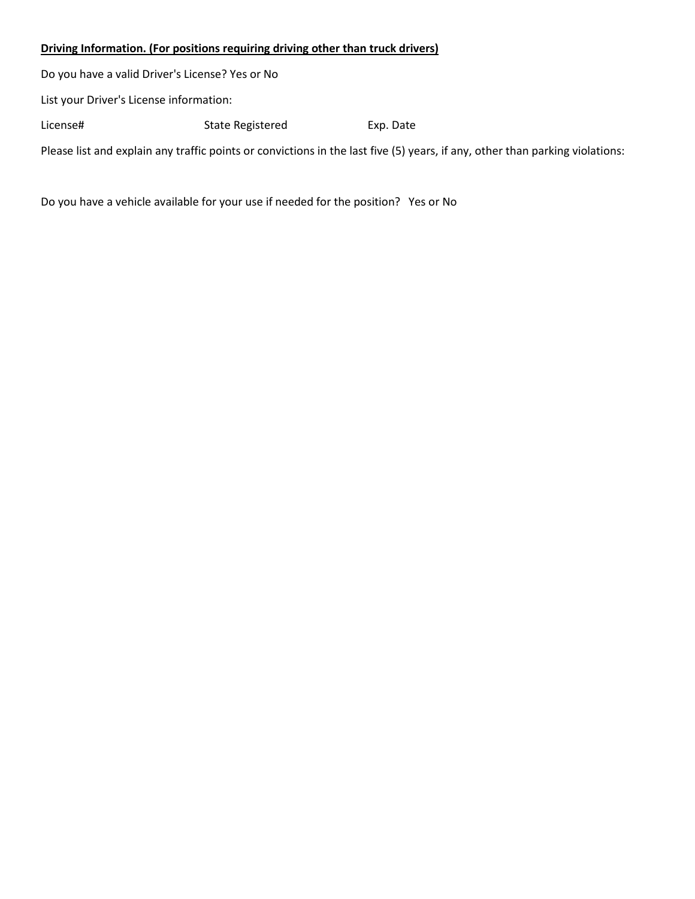**Driving Information. (For positions requiring driving other than truck drivers)**

Do you have a valid Driver's License? Yes or No

List your Driver's License information:

License# State Registered Exp. Date

Please list and explain any traffic points or convictions in the last five (5) years, if any, other than parking violations:

Do you have a vehicle available for your use if needed for the position? Yes or No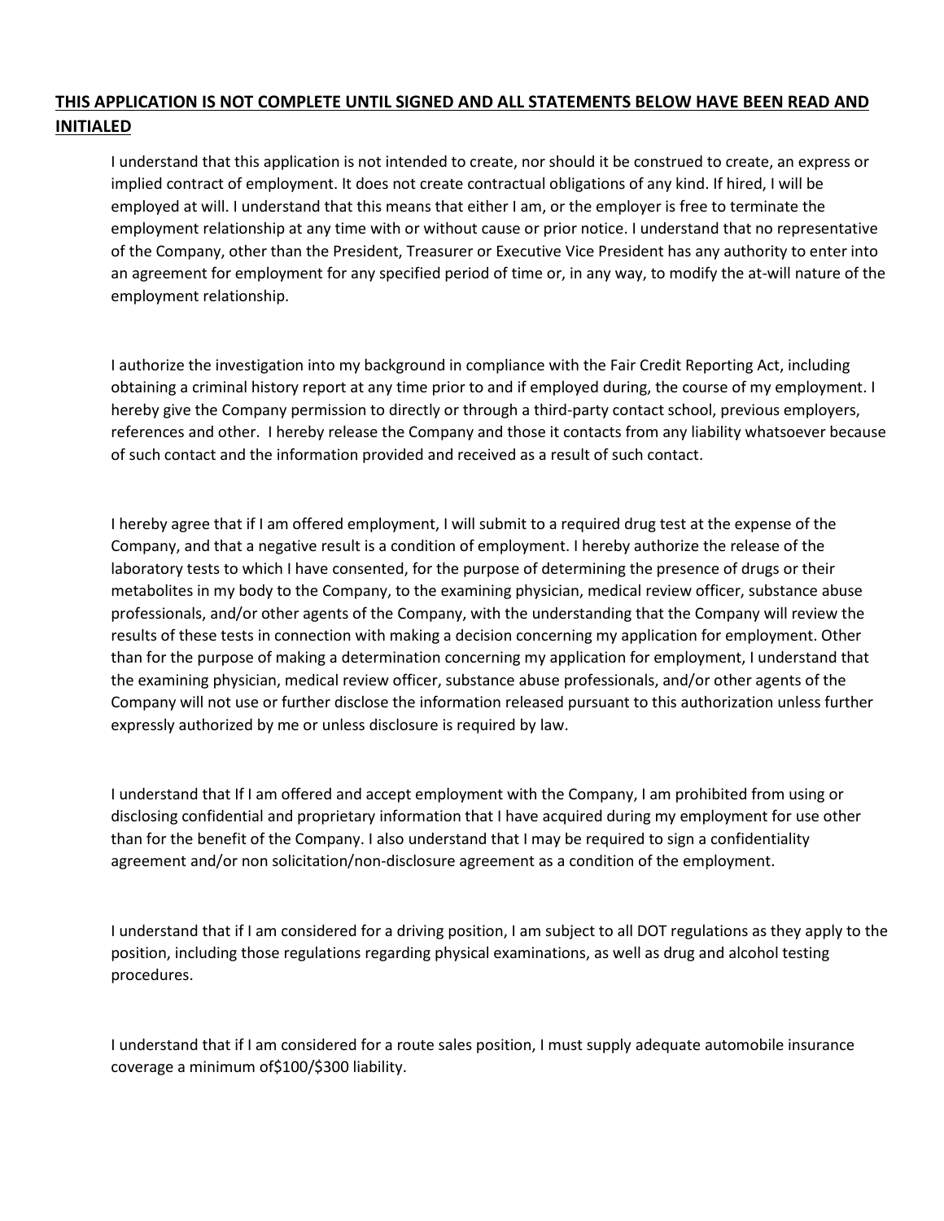**<u>THIS APPLICATION IS NOT COMPLETE UNTIL SIGNED AND ALL STATEMENTS BELOW HAVE BEEN READ AND INITIALED</u>**

I understand that this application is not intended to create, nor should it be construed to create, an express or implied contract of employment. It does not create contractual obligations of any kind. If hired, I will be employed at will. I understand that this means that either I am, or the employer is free to terminate the employment relationship at any time with or without cause or prior notice. I understand that no representative of the Company, other than the President, Treasurer or Executive Vice President has any authority to enter into an agreement for employment for any specified period of time or, in any way, to modify the at-will nature of the employment relationship.

I authorize the investigation into my background in compliance with the Fair Credit Reporting Act, including obtaining a criminal history report at any time prior to and if employed during, the course of my employment. I hereby give the Company permission to directly or through a third-party contact school, previous employers, references and other. I hereby release the Company and those it contacts from any liability whatsoever because of such contact and the information provided and received as a result of such contact.

I hereby agree that if I am offered employment, I will submit to a required drug test at the expense of the Company, and that a negative result is a condition of employment. I hereby authorize the release of the laboratory tests to which I have consented, for the purpose of determining the presence of drugs or their metabolites in my body to the Company, to the examining physician, medical review officer, substance abuse professionals, and/or other agents of the Company, with the understanding that the Company will review the results of these tests in connection with making a decision concerning my application for employment. Other than for the purpose of making a determination concerning my application for employment, I understand that the examining physician, medical review officer, substance abuse professionals, and/or other agents of the Company will not use or further disclose the information released pursuant to this authorization unless further expressly authorized by me or unless disclosure is required by law.

I understand that If I am offered and accept employment with the Company, I am prohibited from using or disclosing confidential and proprietary information that I have acquired during my employment for use other than for the benefit of the Company. I also understand that I may be required to sign a confidentiality agreement and/or non solicitation/non-disclosure agreement as a condition of the employment.

I understand that if I am considered for a driving position, I am subject to all DOT regulations as they apply to the position, including those regulations regarding physical examinations, as well as drug and alcohol testing procedures.

I understand that if I am considered for a route sales position, I must supply adequate automobile insurance coverage a minimum of$100/$300 liability.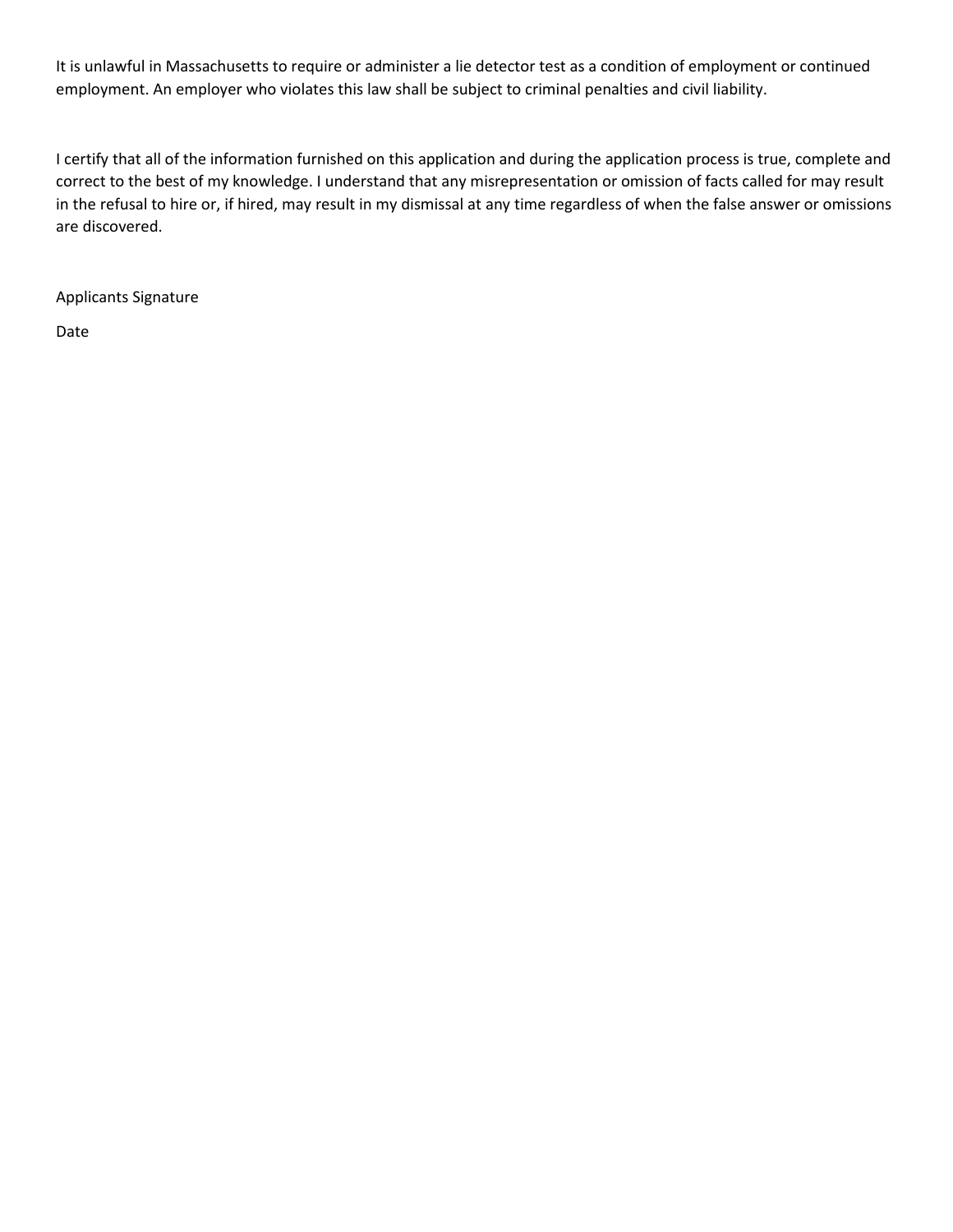It is unlawful in Massachusetts to require or administer a lie detector test as a condition of employment or continued employment. An employer who violates this law shall be subject to criminal penalties and civil liability.

I certify that all of the information furnished on this application and during the application process is true, complete and correct to the best of my knowledge. I understand that any misrepresentation or omission of facts called for may result in the refusal to hire or, if hired, may result in my dismissal at any time regardless of when the false answer or omissions are discovered.

Applicants Signature

Date